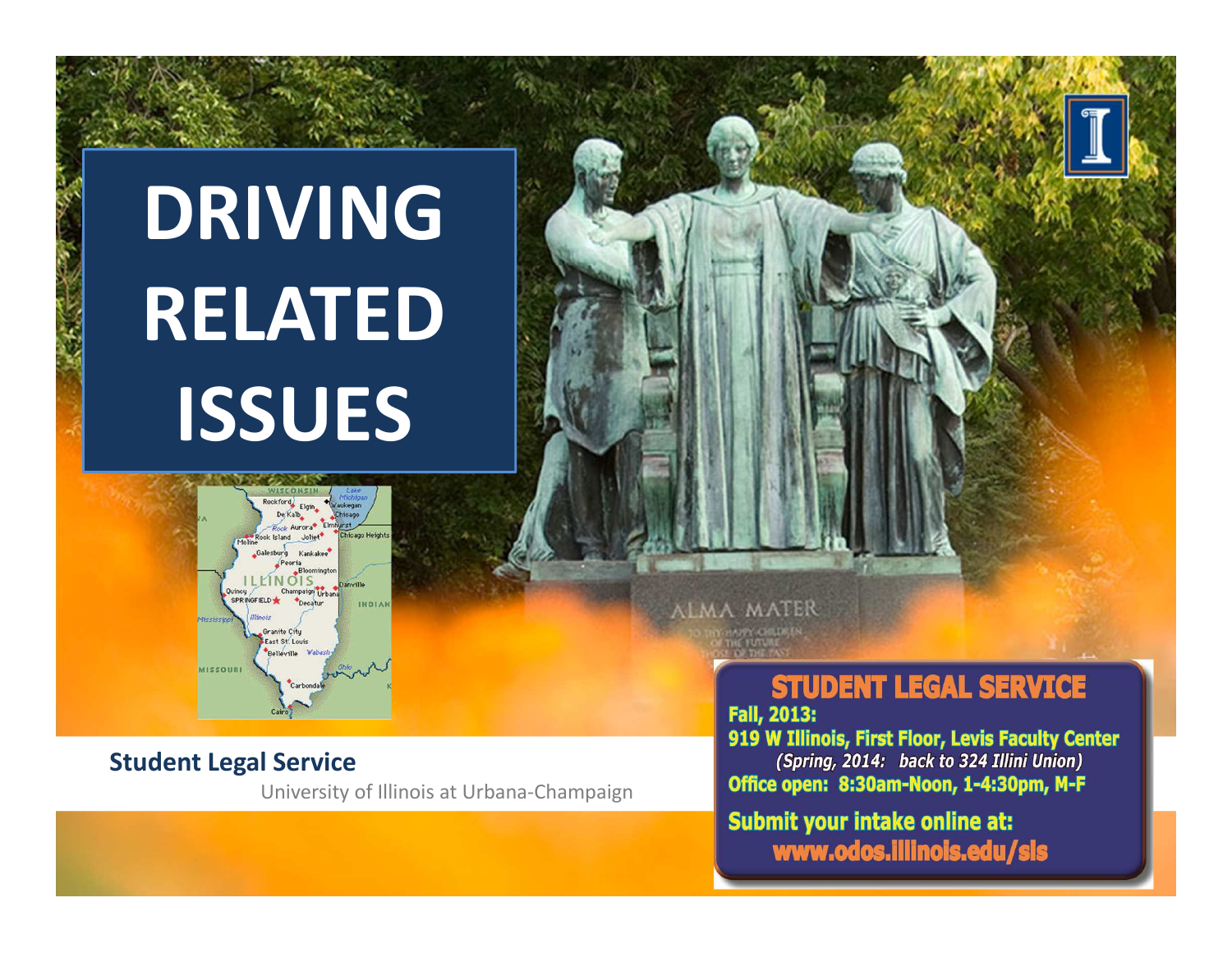# DRIVING RELATED ISSUES

**Student Legal Service**

University of Illinois at Urbana-Champaign

## STUDENT LEGAL SERVICE

**Fall, 2013:**

**919 W Illinois, First Floor, Levis Faculty Center**

***(Spring, 2014: back to 324 Illini Union)***

**Office open: 8:30am-Noon, 1-4:30pm, M-F**

**Submit your intake online at:**

**www.odos.illinois.edu/sls**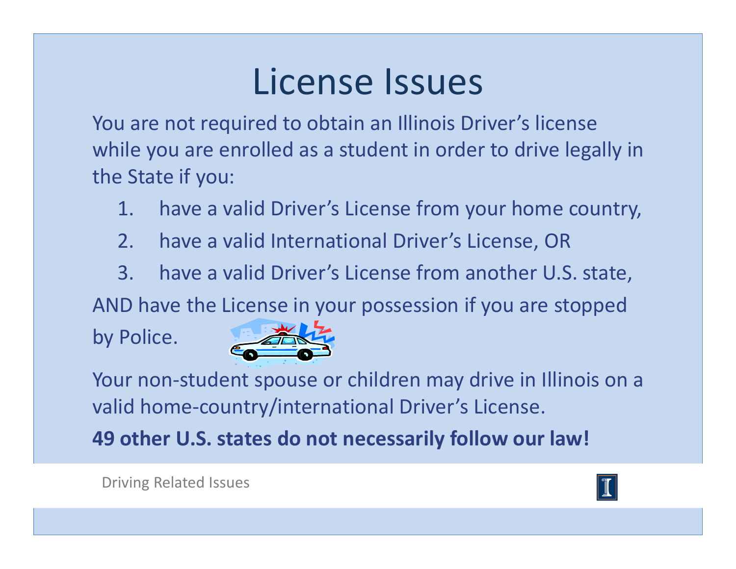# License Issues

You are not required to obtain an Illinois Driver's license while you are enrolled as a student in order to drive legally in the State if you:

1. have a valid Driver's License from your home country,
2. have a valid International Driver's License, OR
3. have a valid Driver's License from another U.S. state,

AND have the License in your possession if you are stopped by Police.

Your non-student spouse or children may drive in Illinois on a valid home-country/international Driver's License.

**49 other U.S. states do not necessarily follow our law!**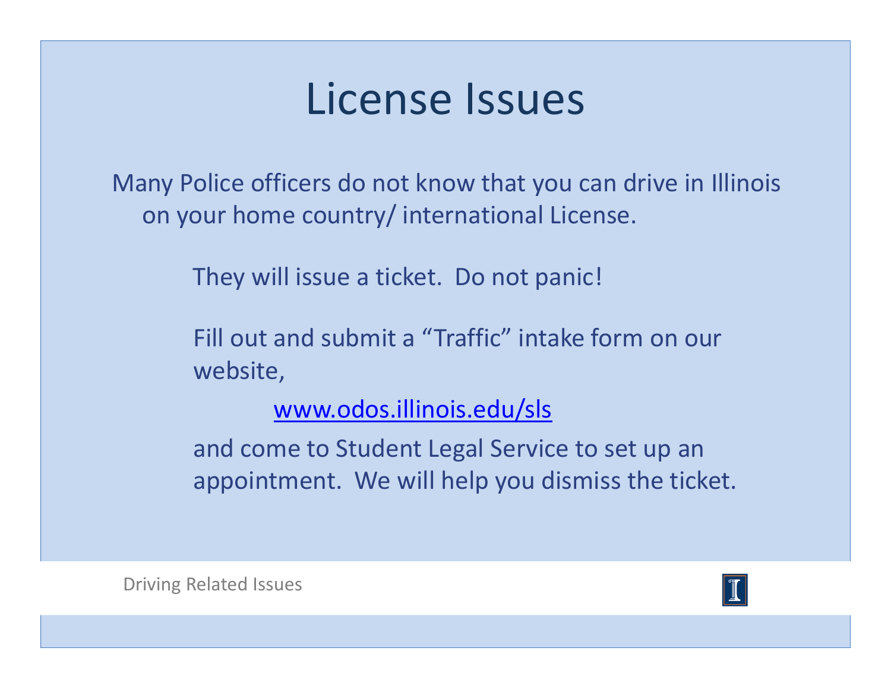# License Issues

Many Police officers do not know that you can drive in Illinois on your home country/ international License.

They will issue a ticket. Do not panic!

Fill out and submit a "Traffic" intake form on our website,

www.odos.illinois.edu/sls

and come to Student Legal Service to set up an appointment. We will help you dismiss the ticket.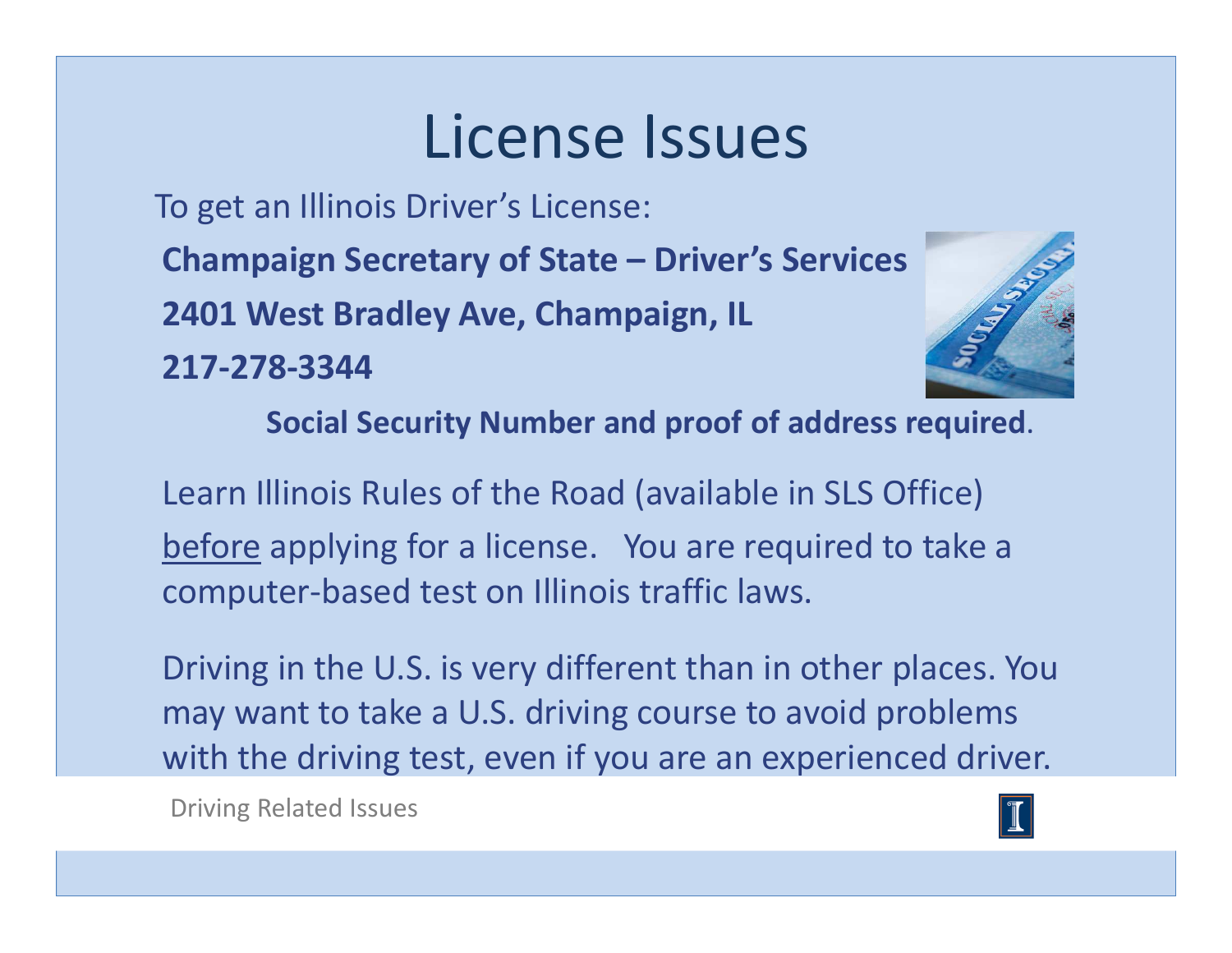# License Issues

To get an Illinois Driver's License:

**Champaign Secretary of State – Driver's Services**

**2401 West Bradley Ave, Champaign, IL**

**217-278-3344**

**Social Security Number and proof of address required**.

Learn Illinois Rules of the Road (available in SLS Office) before applying for a license. You are required to take a computer-based test on Illinois traffic laws.

Driving in the U.S. is very different than in other places. You may want to take a U.S. driving course to avoid problems with the driving test, even if you are an experienced driver.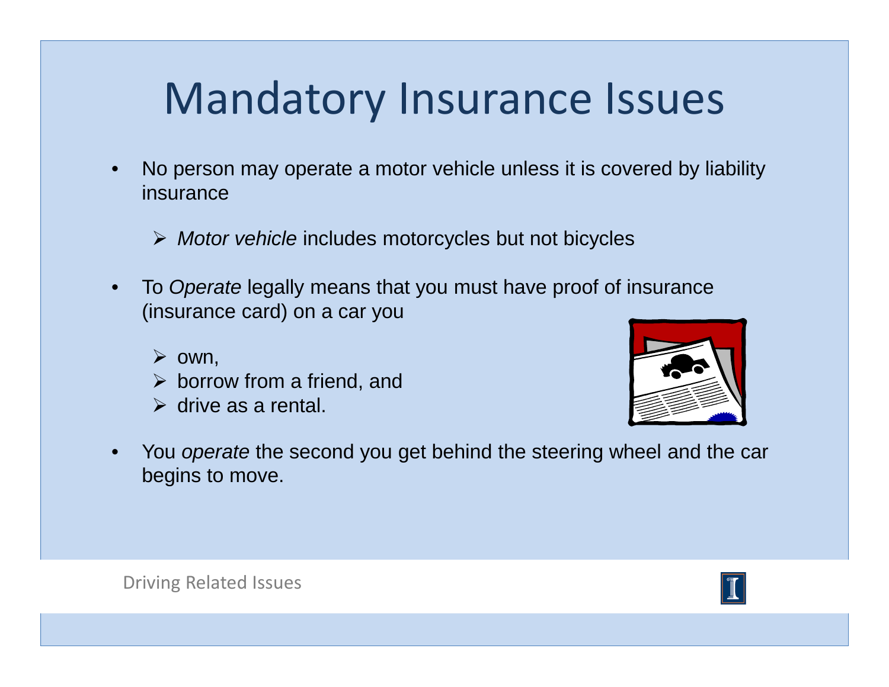# Mandatory Insurance Issues

- No person may operate a motor vehicle unless it is covered by liability insurance
  - *Motor vehicle* includes motorcycles but not bicycles
- To *Operate* legally means that you must have proof of insurance (insurance card) on a car you
  - own,
  - borrow from a friend, and
  - drive as a rental.
- You *operate* the second you get behind the steering wheel and the car begins to move.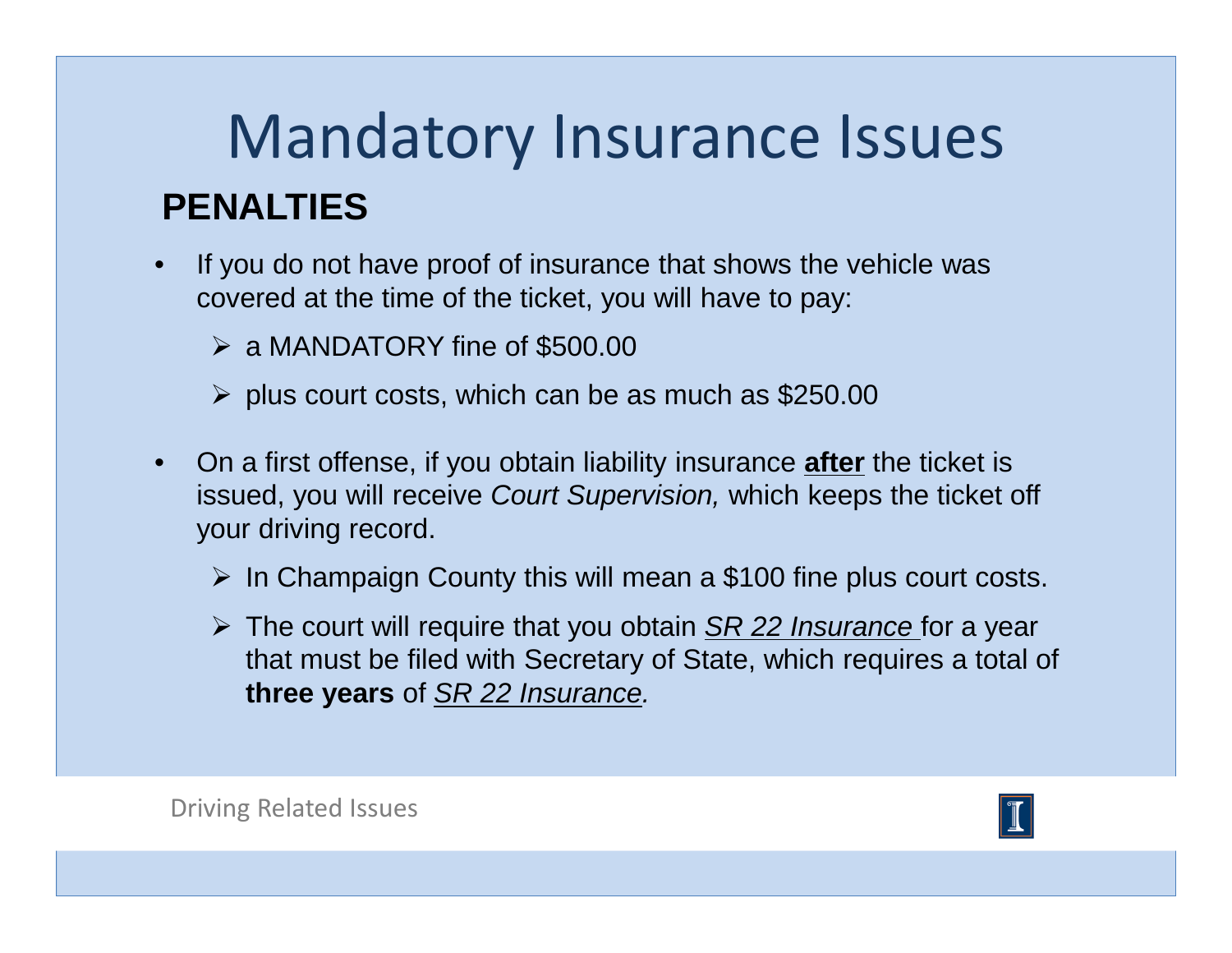# Mandatory Insurance Issues

## PENALTIES

- If you do not have proof of insurance that shows the vehicle was covered at the time of the ticket, you will have to pay:
  - a MANDATORY fine of $500.00
  - plus court costs, which can be as much as $250.00
- On a first offense, if you obtain liability insurance **after** the ticket is issued, you will receive *Court Supervision,* which keeps the ticket off your driving record.
  - In Champaign County this will mean a $100 fine plus court costs.
  - The court will require that you obtain *SR 22 Insurance* for a year that must be filed with Secretary of State, which requires a total of **three years** of *SR 22 Insurance.*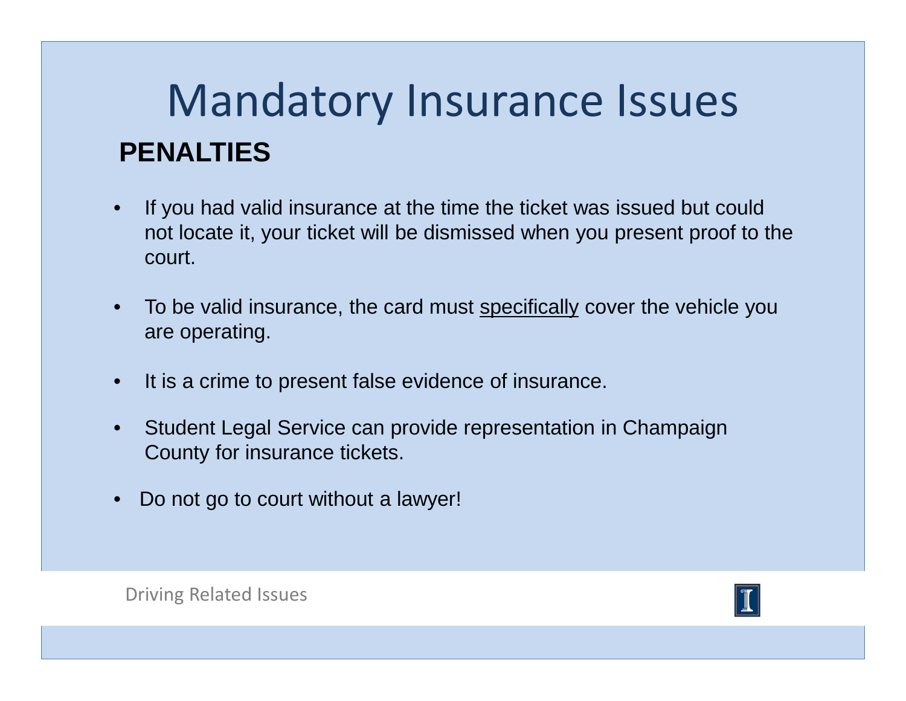# Mandatory Insurance Issues

## PENALTIES

- If you had valid insurance at the time the ticket was issued but could not locate it, your ticket will be dismissed when you present proof to the court.
- To be valid insurance, the card must <u>specifically</u> cover the vehicle you are operating.
- It is a crime to present false evidence of insurance.
- Student Legal Service can provide representation in Champaign County for insurance tickets.
- Do not go to court without a lawyer!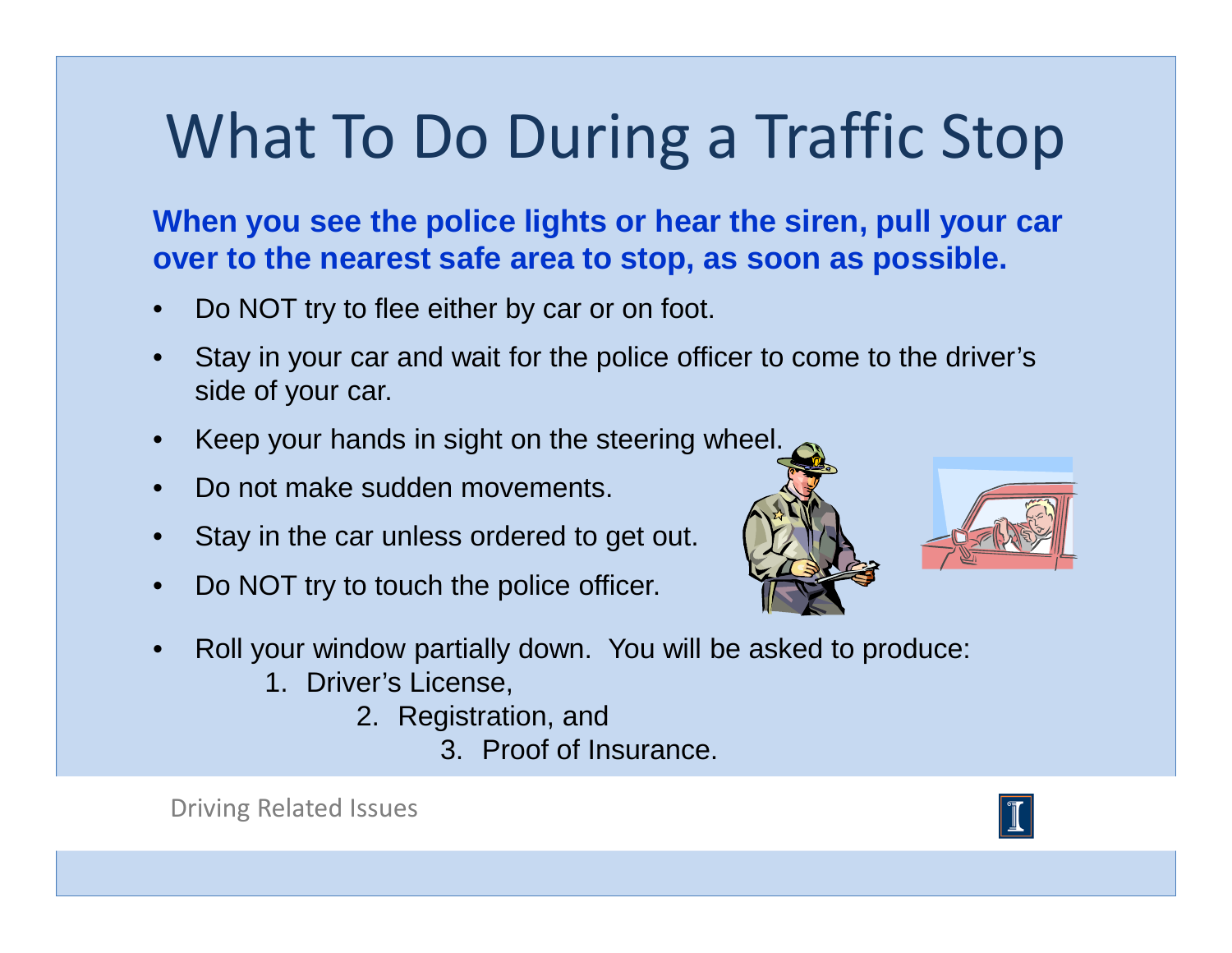# What To Do During a Traffic Stop

**When you see the police lights or hear the siren, pull your car over to the nearest safe area to stop, as soon as possible.**

- Do NOT try to flee either by car or on foot.
- Stay in your car and wait for the police officer to come to the driver's side of your car.
- Keep your hands in sight on the steering wheel.
- Do not make sudden movements.
- Stay in the car unless ordered to get out.
- Do NOT try to touch the police officer.
- Roll your window partially down. You will be asked to produce:
    1. Driver's License,
    2. Registration, and
    3. Proof of Insurance.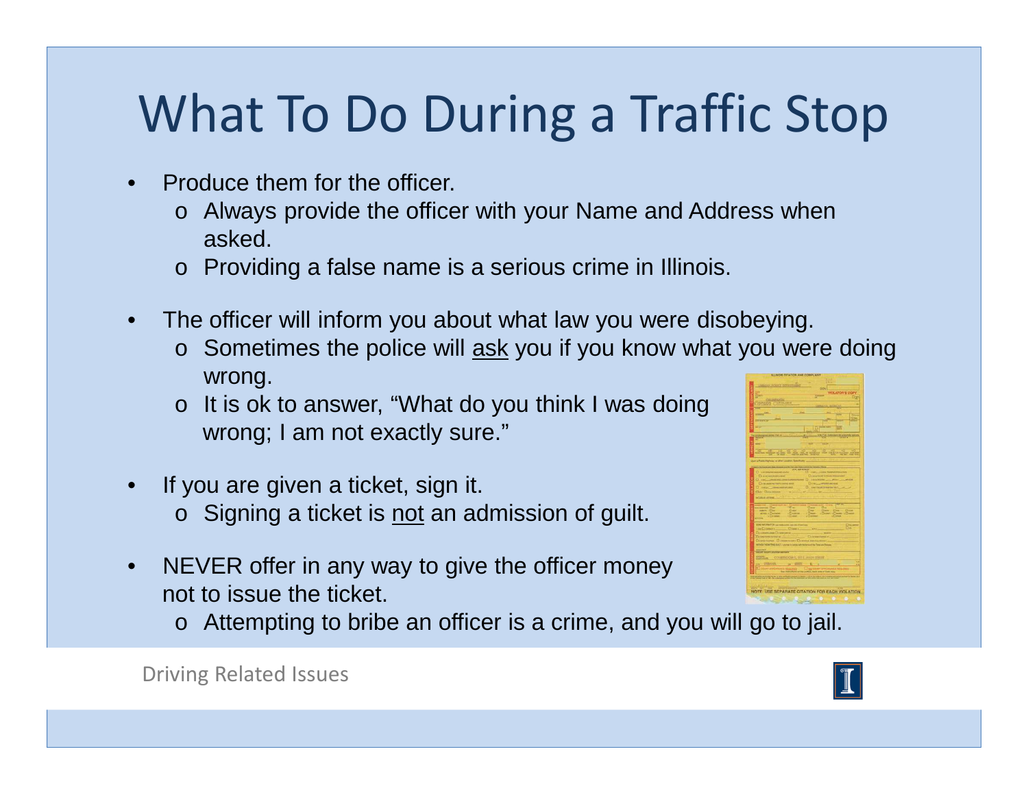# What To Do During a Traffic Stop

- Produce them for the officer.
  - Always provide the officer with your Name and Address when asked.
  - Providing a false name is a serious crime in Illinois.

- The officer will inform you about what law you were disobeying.
  - Sometimes the police will <u>ask</u> you if you know what you were doing wrong.
  - It is ok to answer, "What do you think I was doing wrong; I am not exactly sure."

- If you are given a ticket, sign it.
  - Signing a ticket is <u>not</u> an admission of guilt.

- NEVER offer in any way to give the officer money not to issue the ticket.
  - Attempting to bribe an officer is a crime, and you will go to jail.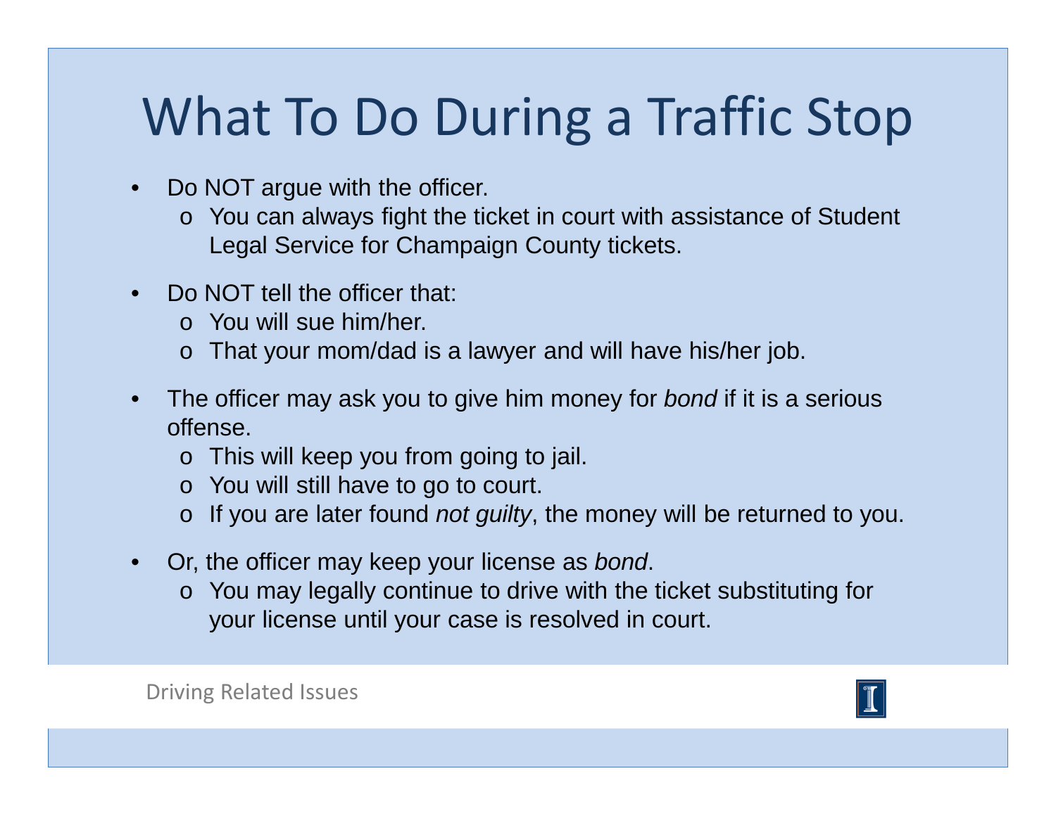# What To Do During a Traffic Stop

- Do NOT argue with the officer.
  - You can always fight the ticket in court with assistance of Student Legal Service for Champaign County tickets.
- Do NOT tell the officer that:
  - You will sue him/her.
  - That your mom/dad is a lawyer and will have his/her job.
- The officer may ask you to give him money for *bond* if it is a serious offense.
  - This will keep you from going to jail.
  - You will still have to go to court.
  - If you are later found *not guilty*, the money will be returned to you.
- Or, the officer may keep your license as *bond*.
  - You may legally continue to drive with the ticket substituting for your license until your case is resolved in court.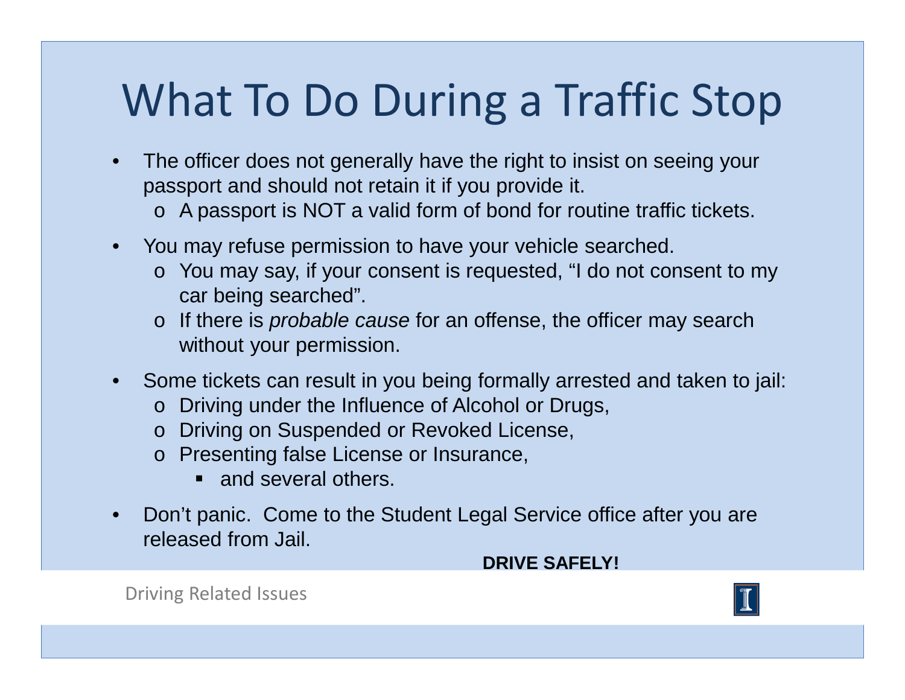# What To Do During a Traffic Stop

- The officer does not generally have the right to insist on seeing your passport and should not retain it if you provide it.
  - A passport is NOT a valid form of bond for routine traffic tickets.
- You may refuse permission to have your vehicle searched.
  - You may say, if your consent is requested, "I do not consent to my car being searched".
  - If there is *probable cause* for an offense, the officer may search without your permission.
- Some tickets can result in you being formally arrested and taken to jail:
  - Driving under the Influence of Alcohol or Drugs,
  - Driving on Suspended or Revoked License,
  - Presenting false License or Insurance,
    - and several others.
- Don't panic. Come to the Student Legal Service office after you are released from Jail.

**DRIVE SAFELY!**

Driving Related Issues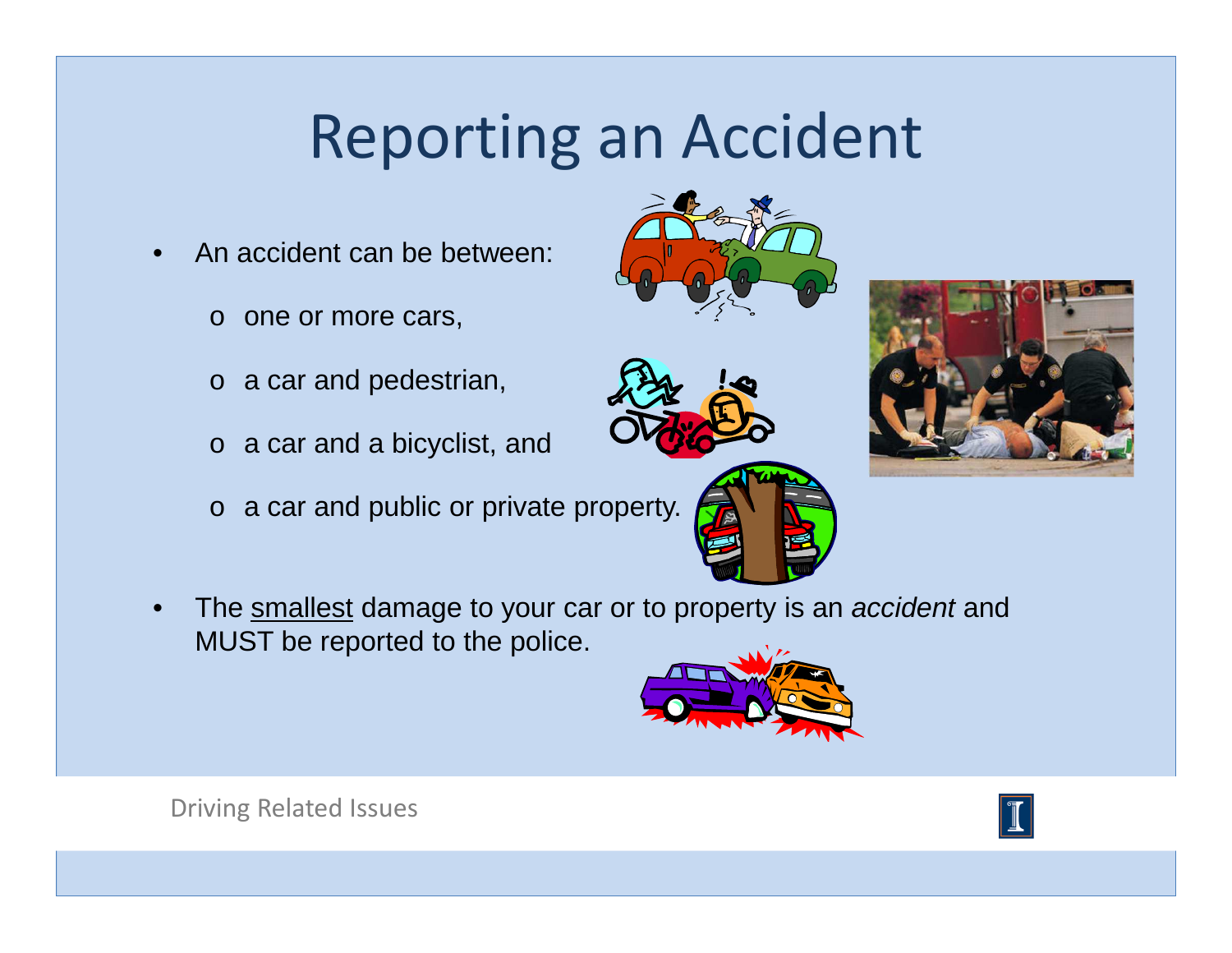# Reporting an Accident

- An accident can be between:
  - one or more cars,
  - a car and pedestrian,
  - a car and a bicyclist, and
  - a car and public or private property.
- The <u>smallest</u> damage to your car or to property is an *accident* and MUST be reported to the police.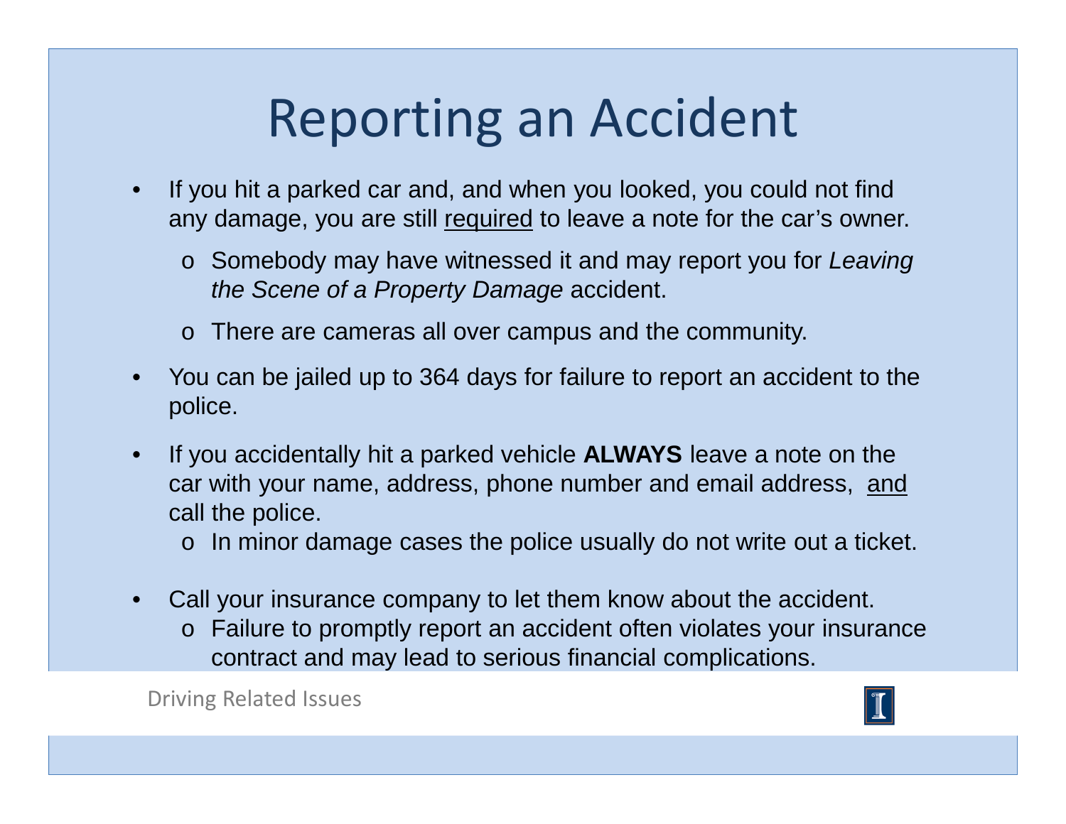# Reporting an Accident

- If you hit a parked car and, and when you looked, you could not find any damage, you are still <u>required</u> to leave a note for the car's owner.
  - Somebody may have witnessed it and may report you for *Leaving the Scene of a Property Damage* accident.
  - There are cameras all over campus and the community.
- You can be jailed up to 364 days for failure to report an accident to the police.
- If you accidentally hit a parked vehicle **ALWAYS** leave a note on the car with your name, address, phone number and email address, <u>and</u> call the police.
  - In minor damage cases the police usually do not write out a ticket.
- Call your insurance company to let them know about the accident.
  - Failure to promptly report an accident often violates your insurance contract and may lead to serious financial complications.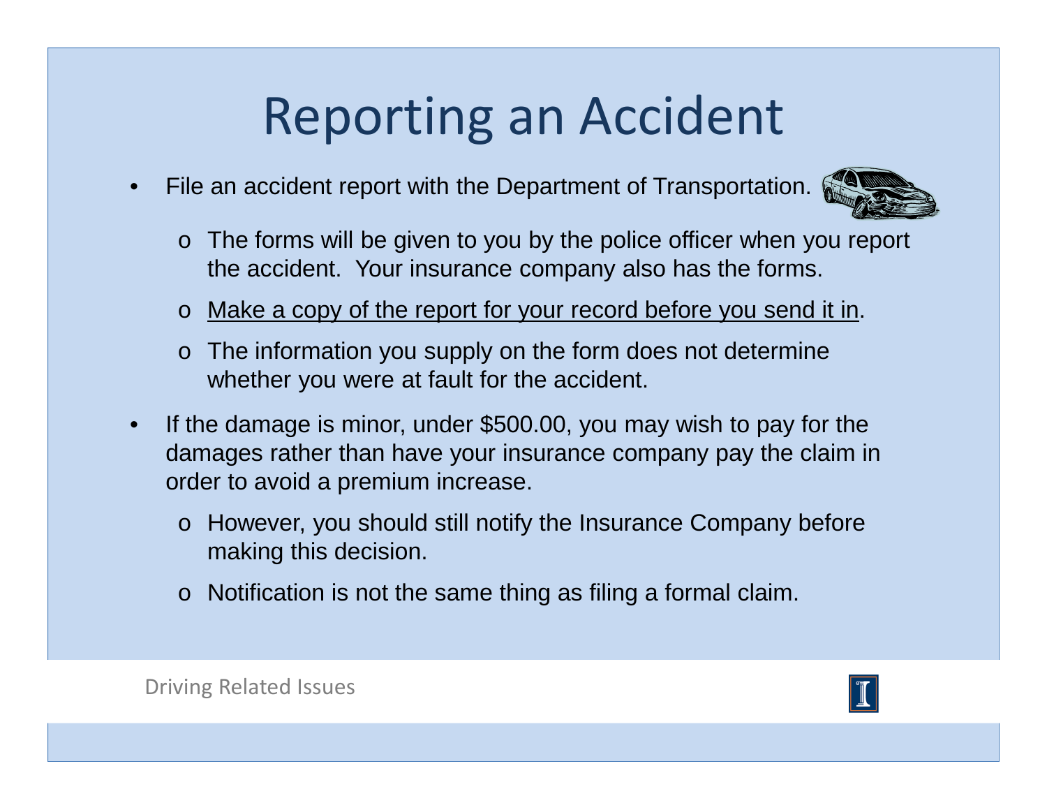# Reporting an Accident

- File an accident report with the Department of Transportation.
  - The forms will be given to you by the police officer when you report the accident. Your insurance company also has the forms.
  - <u>Make a copy of the report for your record before you send it in</u>.
  - The information you supply on the form does not determine whether you were at fault for the accident.
- If the damage is minor, under $500.00, you may wish to pay for the damages rather than have your insurance company pay the claim in order to avoid a premium increase.
  - However, you should still notify the Insurance Company before making this decision.
  - Notification is not the same thing as filing a formal claim.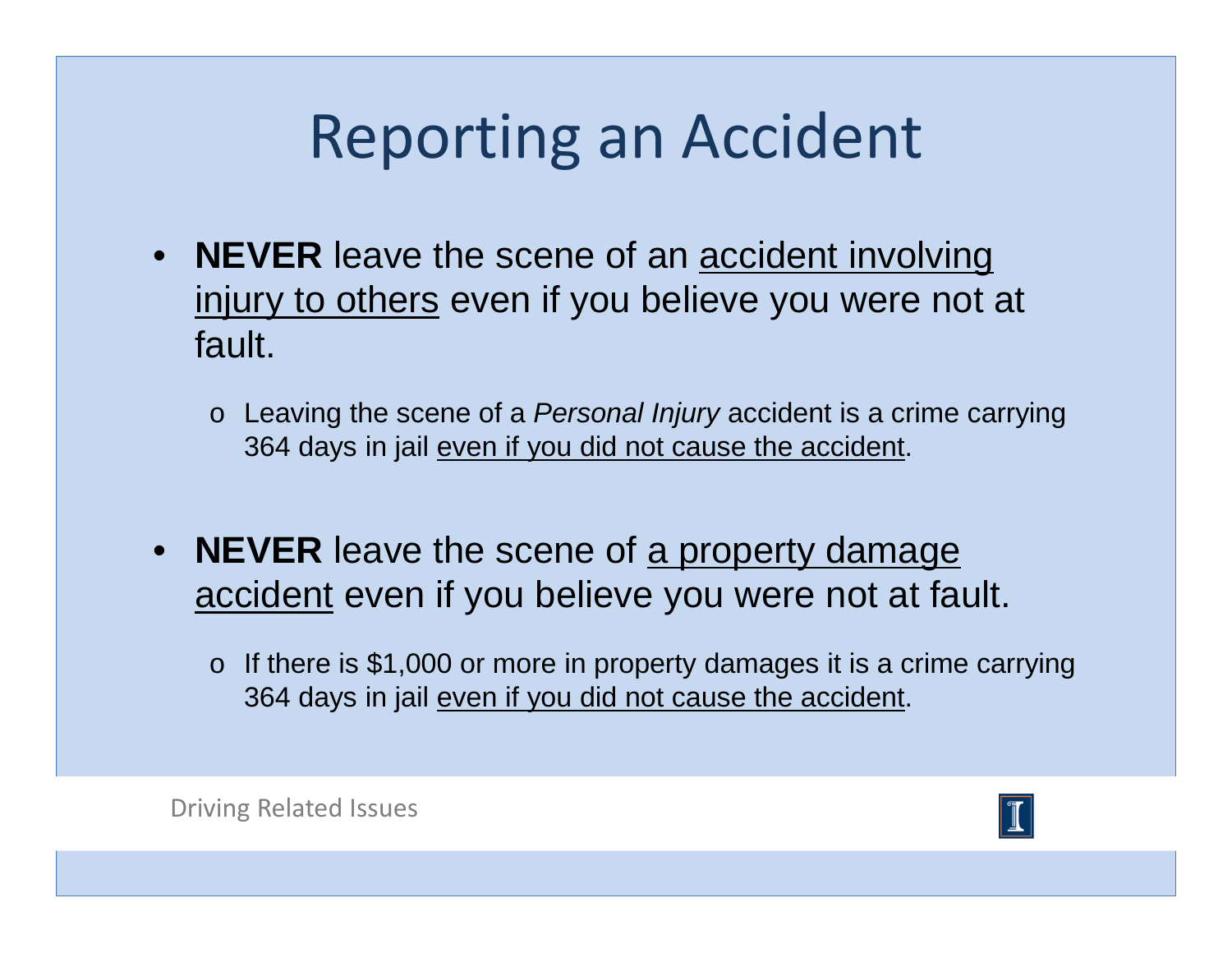# Reporting an Accident

- **NEVER** leave the scene of an <u>accident involving injury to others</u> even if you believe you were not at fault.
  - Leaving the scene of a *Personal Injury* accident is a crime carrying 364 days in jail <u>even if you did not cause the accident</u>.

- **NEVER** leave the scene of <u>a property damage accident</u> even if you believe you were not at fault.
  - If there is $1,000 or more in property damages it is a crime carrying 364 days in jail <u>even if you did not cause the accident</u>.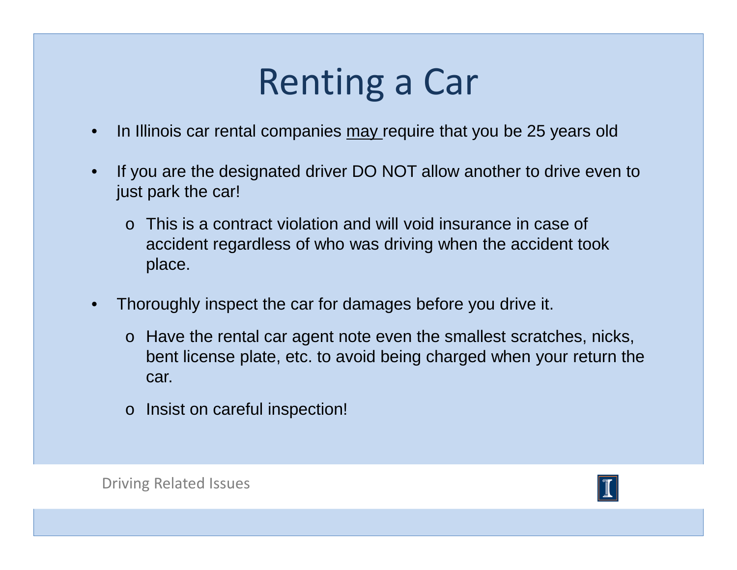# Renting a Car

- In Illinois car rental companies <u>may</u> require that you be 25 years old
- If you are the designated driver DO NOT allow another to drive even to just park the car!
  - This is a contract violation and will void insurance in case of accident regardless of who was driving when the accident took place.
- Thoroughly inspect the car for damages before you drive it.
  - Have the rental car agent note even the smallest scratches, nicks, bent license plate, etc. to avoid being charged when your return the car.
  - Insist on careful inspection!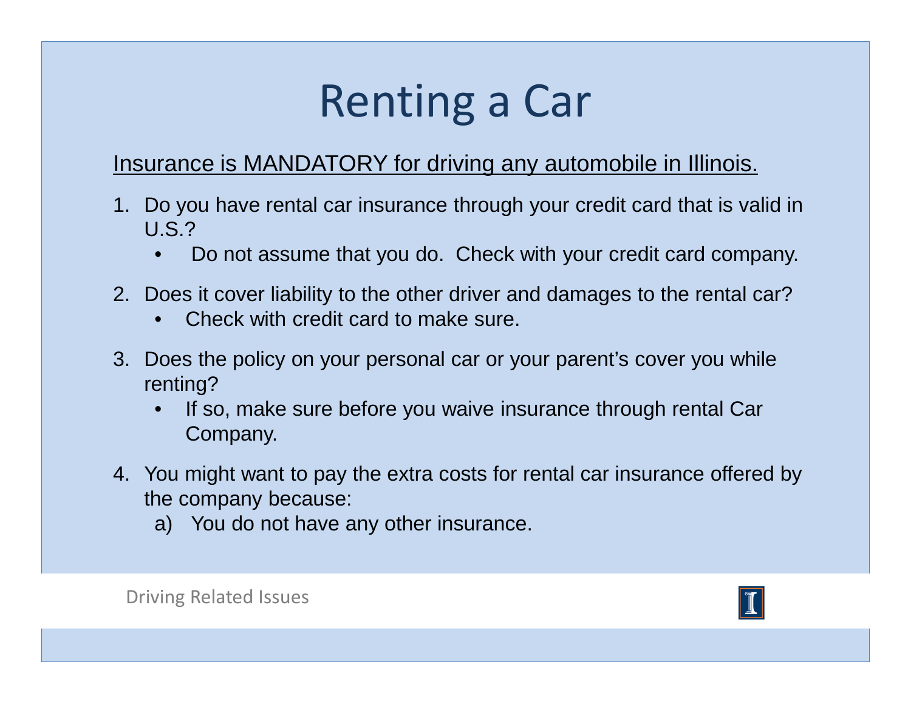# Renting a Car

Insurance is MANDATORY for driving any automobile in Illinois.

1. Do you have rental car insurance through your credit card that is valid in U.S.?
   - Do not assume that you do. Check with your credit card company.
2. Does it cover liability to the other driver and damages to the rental car?
   - Check with credit card to make sure.
3. Does the policy on your personal car or your parent's cover you while renting?
   - If so, make sure before you waive insurance through rental Car Company.
4. You might want to pay the extra costs for rental car insurance offered by the company because:
   a) You do not have any other insurance.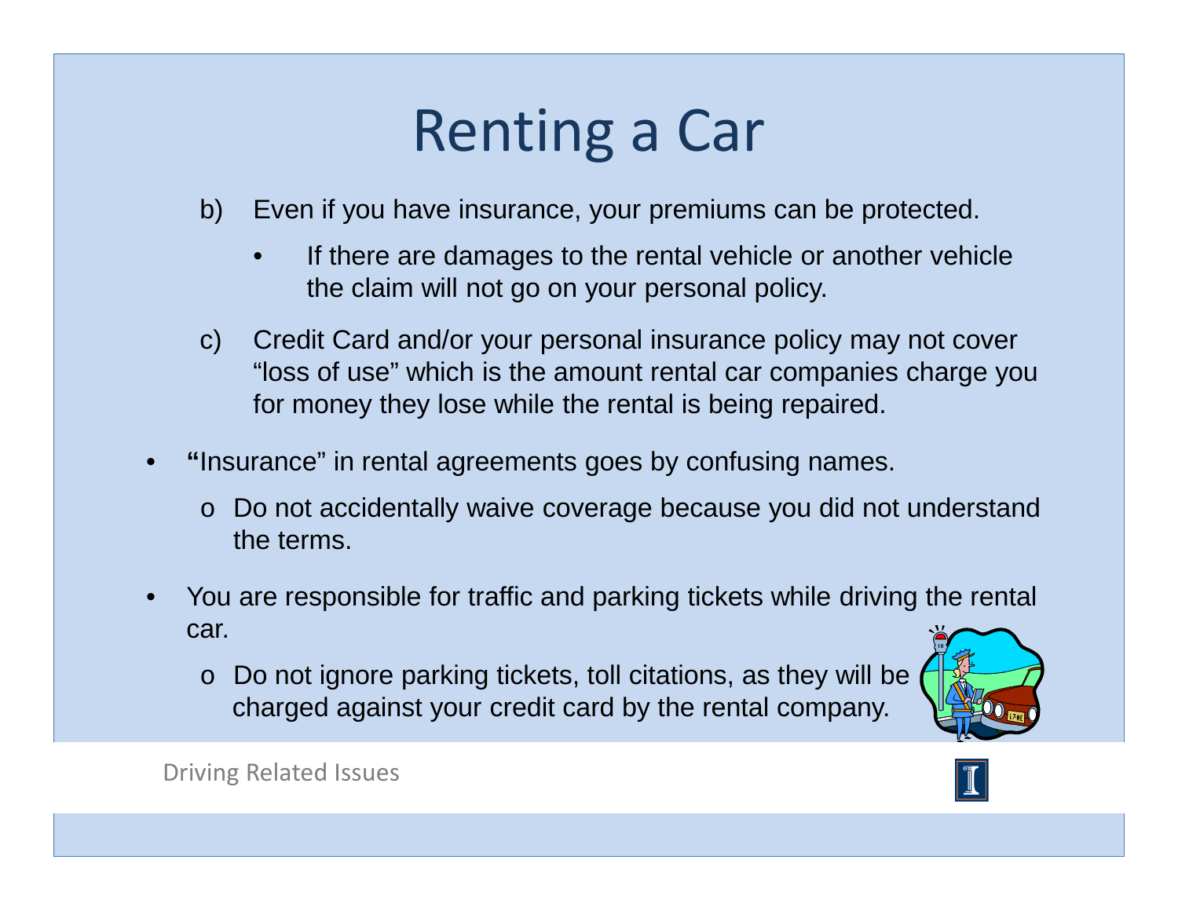# Renting a Car

b) Even if you have insurance, your premiums can be protected.

- If there are damages to the rental vehicle or another vehicle the claim will not go on your personal policy.

c) Credit Card and/or your personal insurance policy may not cover "loss of use" which is the amount rental car companies charge you for money they lose while the rental is being repaired.

- **"**Insurance" in rental agreements goes by confusing names.
  - o Do not accidentally waive coverage because you did not understand the terms.
- You are responsible for traffic and parking tickets while driving the rental car.
  - o Do not ignore parking tickets, toll citations, as they will be charged against your credit card by the rental company.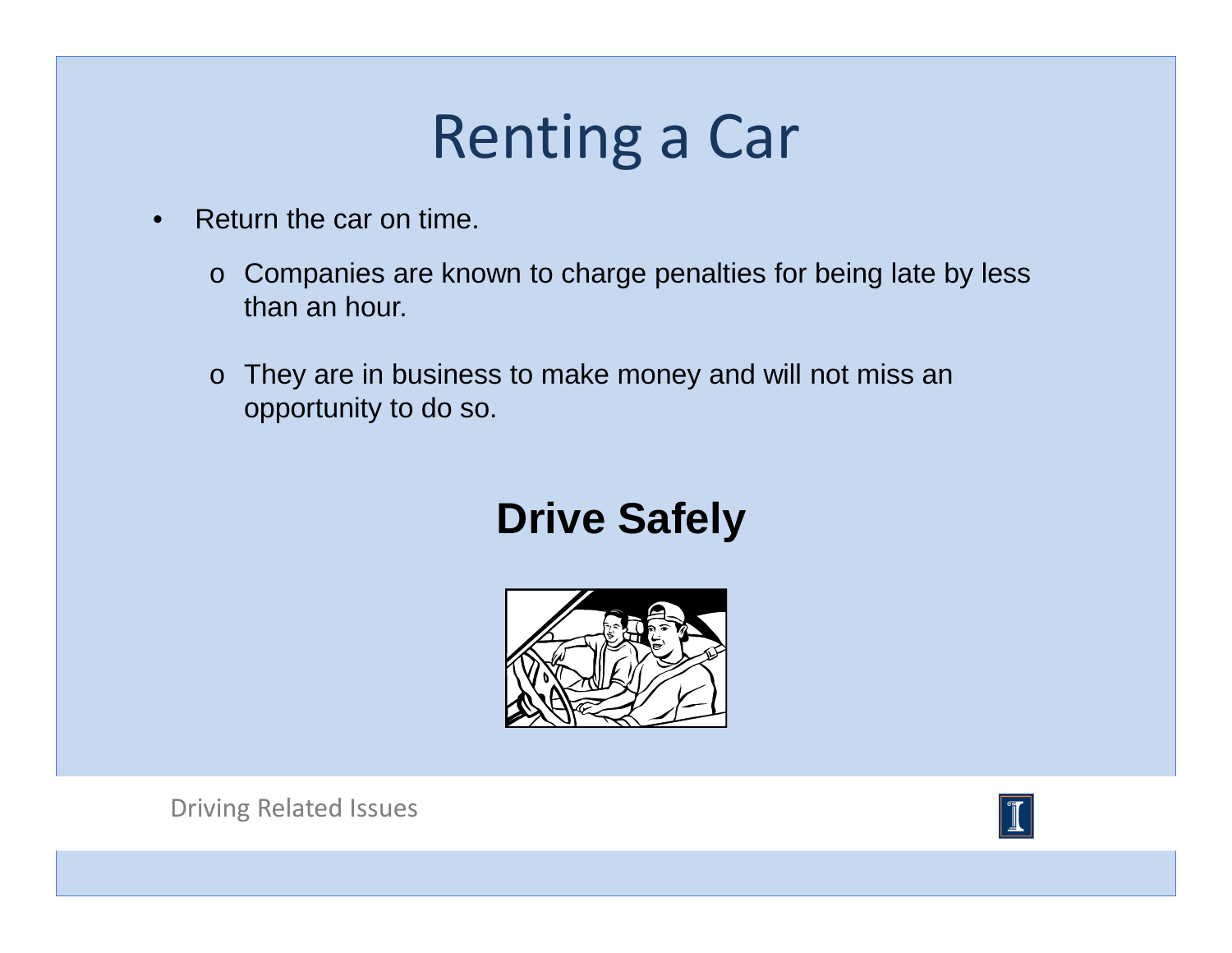# Renting a Car

- Return the car on time.
  - Companies are known to charge penalties for being late by less than an hour.
  - They are in business to make money and will not miss an opportunity to do so.

**Drive Safely**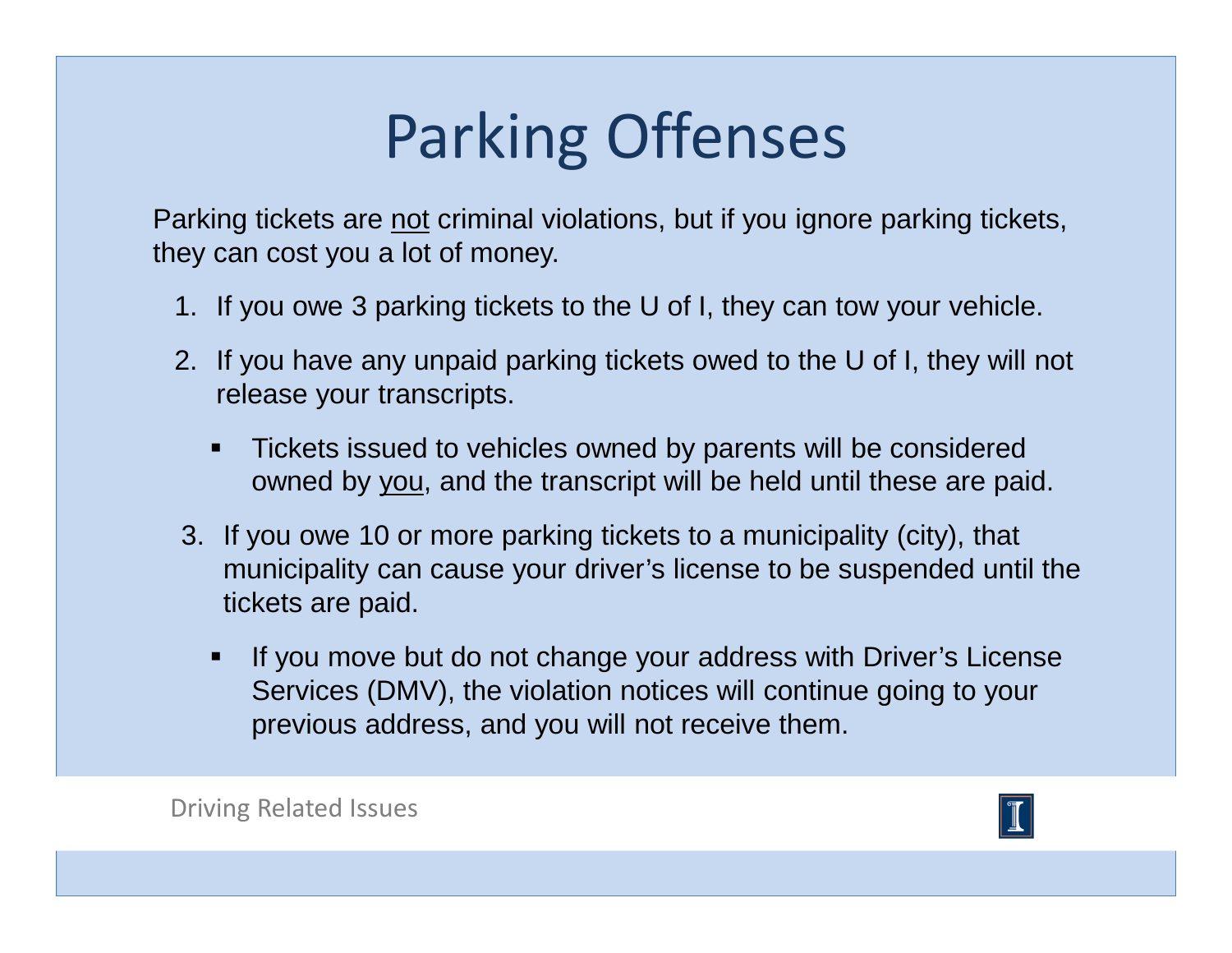# Parking Offenses

Parking tickets are <u>not</u> criminal violations, but if you ignore parking tickets, they can cost you a lot of money.

1. If you owe 3 parking tickets to the U of I, they can tow your vehicle.
2. If you have any unpaid parking tickets owed to the U of I, they will not release your transcripts.
   - Tickets issued to vehicles owned by parents will be considered owned by <u>you</u>, and the transcript will be held until these are paid.
3. If you owe 10 or more parking tickets to a municipality (city), that municipality can cause your driver's license to be suspended until the tickets are paid.
   - If you move but do not change your address with Driver's License Services (DMV), the violation notices will continue going to your previous address, and you will not receive them.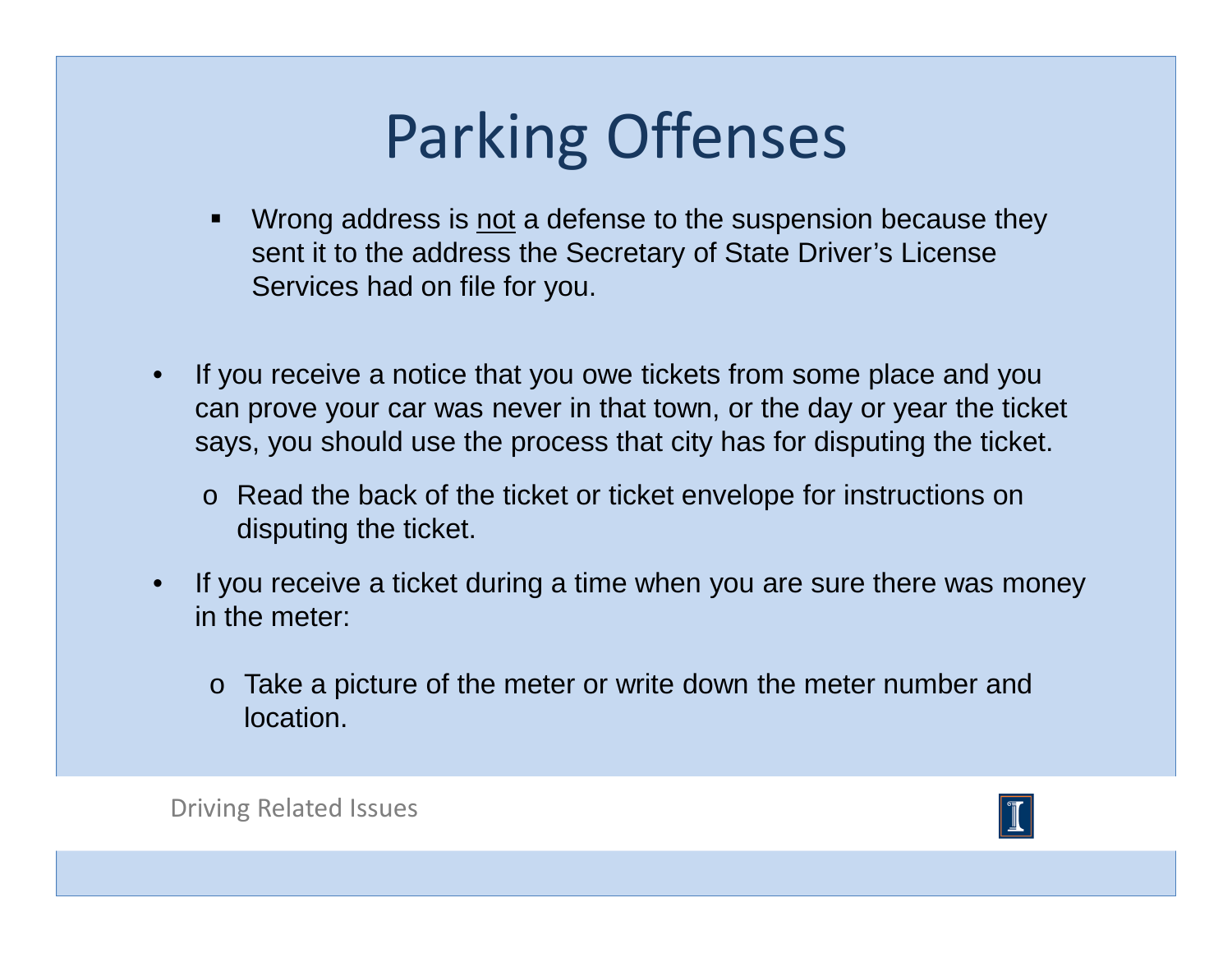# Parking Offenses

- Wrong address is <u>not</u> a defense to the suspension because they sent it to the address the Secretary of State Driver's License Services had on file for you.

- If you receive a notice that you owe tickets from some place and you can prove your car was never in that town, or the day or year the ticket says, you should use the process that city has for disputing the ticket.
  - Read the back of the ticket or ticket envelope for instructions on disputing the ticket.
- If you receive a ticket during a time when you are sure there was money in the meter:
  - Take a picture of the meter or write down the meter number and location.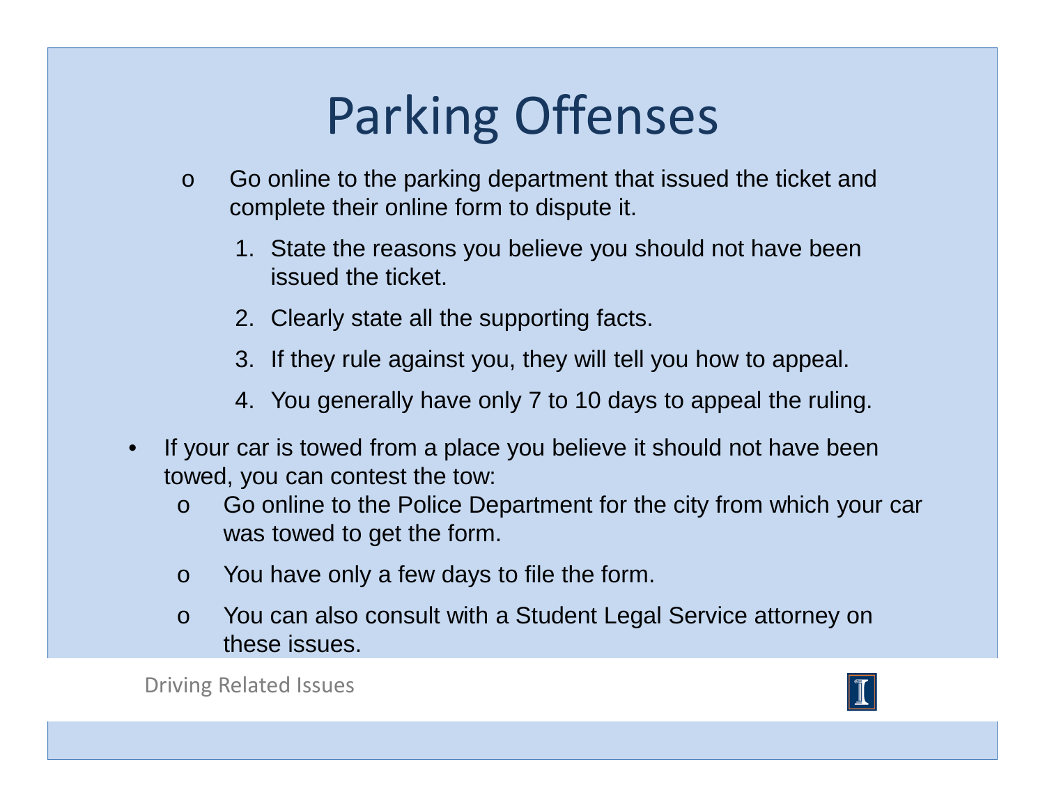# Parking Offenses

- Go online to the parking department that issued the ticket and complete their online form to dispute it.
  1. State the reasons you believe you should not have been issued the ticket.
  2. Clearly state all the supporting facts.
  3. If they rule against you, they will tell you how to appeal.
  4. You generally have only 7 to 10 days to appeal the ruling.

- If your car is towed from a place you believe it should not have been towed, you can contest the tow:
  - Go online to the Police Department for the city from which your car was towed to get the form.
  - You have only a few days to file the form.
  - You can also consult with a Student Legal Service attorney on these issues.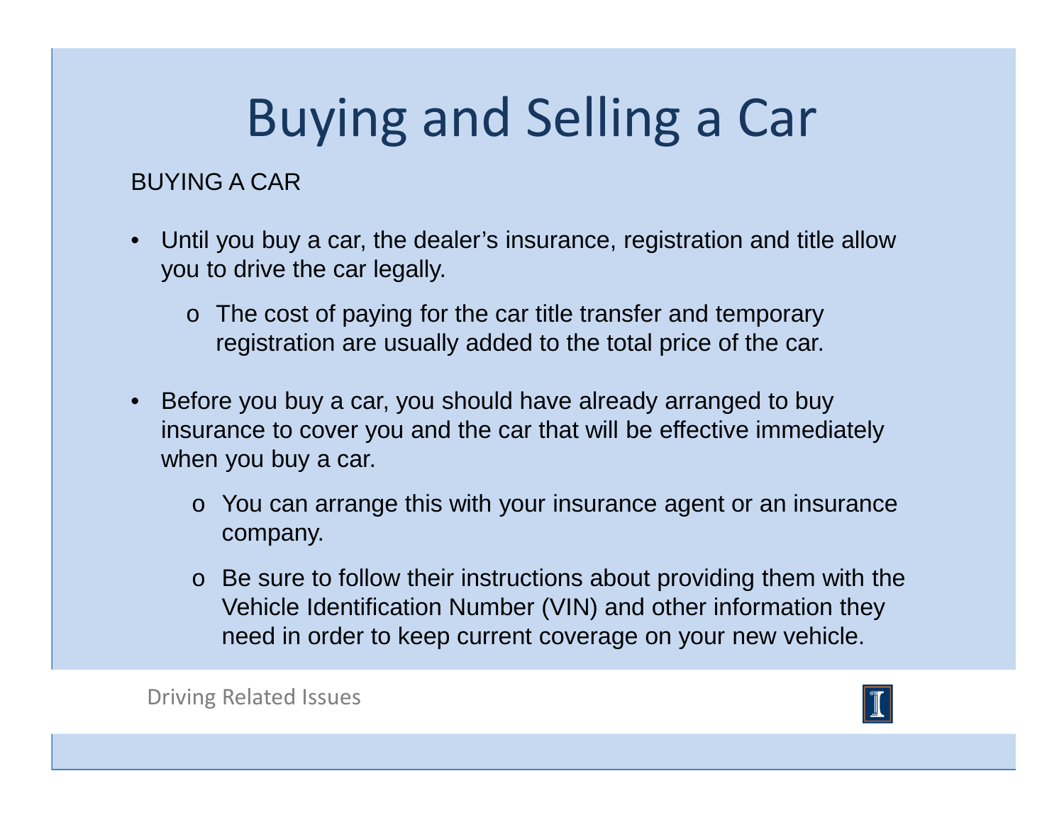# Buying and Selling a Car

BUYING A CAR

- Until you buy a car, the dealer's insurance, registration and title allow you to drive the car legally.
  - The cost of paying for the car title transfer and temporary registration are usually added to the total price of the car.
- Before you buy a car, you should have already arranged to buy insurance to cover you and the car that will be effective immediately when you buy a car.
  - You can arrange this with your insurance agent or an insurance company.
  - Be sure to follow their instructions about providing them with the Vehicle Identification Number (VIN) and other information they need in order to keep current coverage on your new vehicle.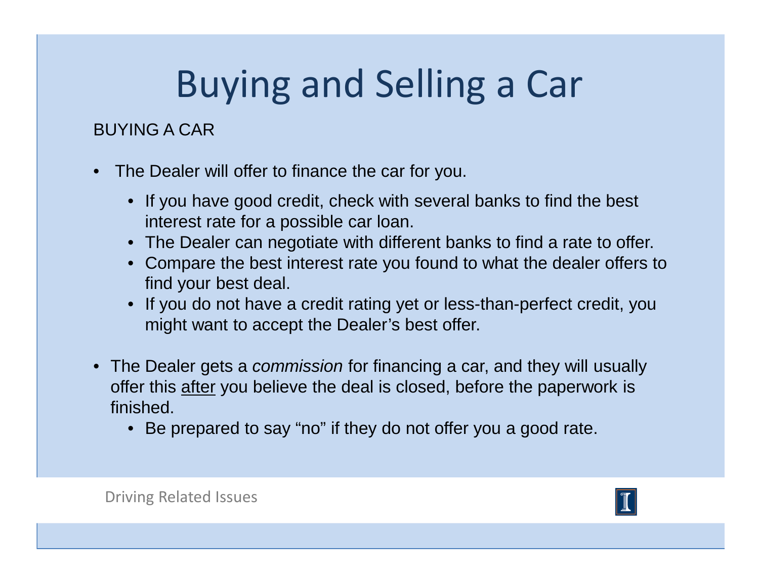# Buying and Selling a Car

BUYING A CAR

- The Dealer will offer to finance the car for you.
  - If you have good credit, check with several banks to find the best interest rate for a possible car loan.
  - The Dealer can negotiate with different banks to find a rate to offer.
  - Compare the best interest rate you found to what the dealer offers to find your best deal.
  - If you do not have a credit rating yet or less-than-perfect credit, you might want to accept the Dealer's best offer.

- The Dealer gets a *commission* for financing a car, and they will usually offer this <u>after</u> you believe the deal is closed, before the paperwork is finished.
  - Be prepared to say "no" if they do not offer you a good rate.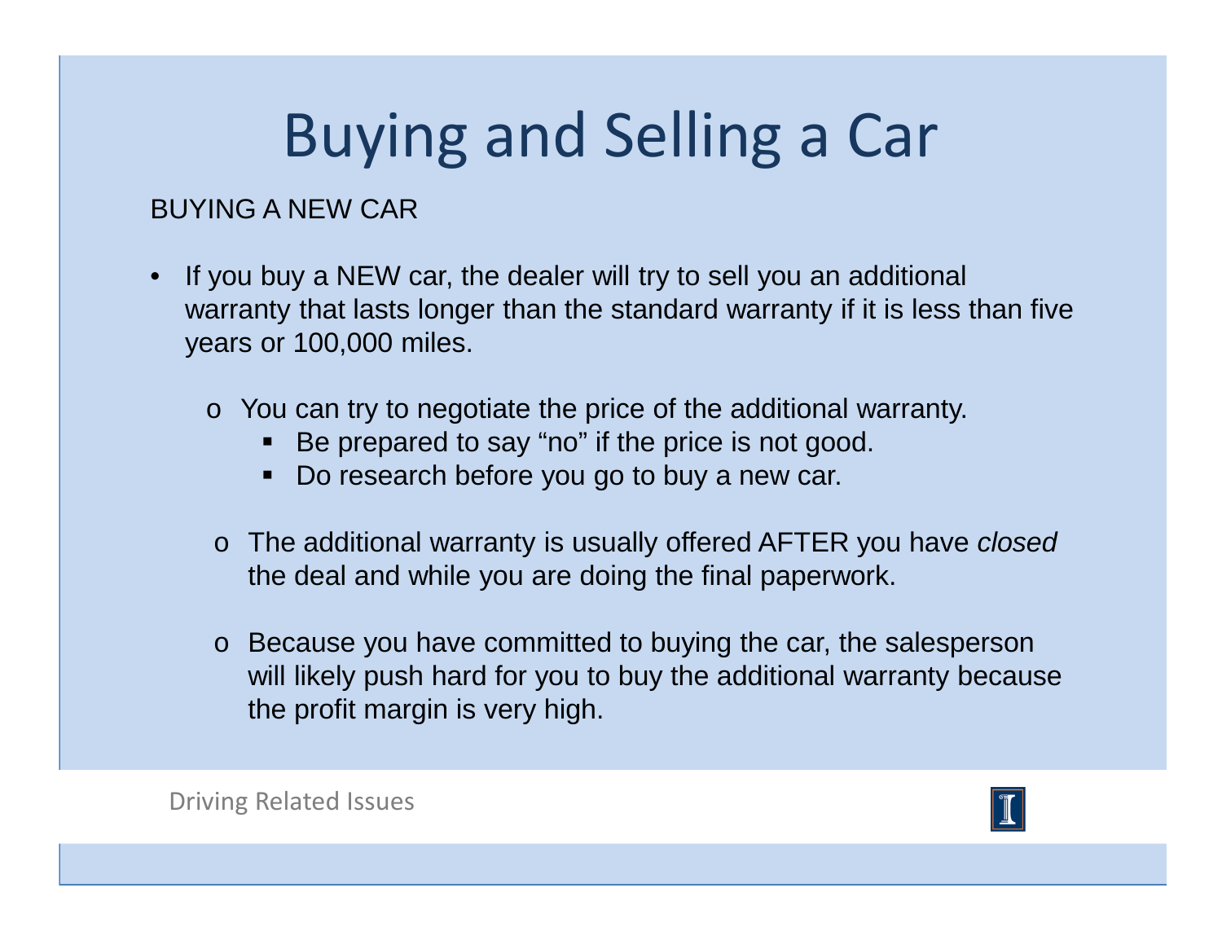# Buying and Selling a Car

BUYING A NEW CAR

- If you buy a NEW car, the dealer will try to sell you an additional warranty that lasts longer than the standard warranty if it is less than five years or 100,000 miles.
  - You can try to negotiate the price of the additional warranty.
    - Be prepared to say "no" if the price is not good.
    - Do research before you go to buy a new car.
  - The additional warranty is usually offered AFTER you have *closed* the deal and while you are doing the final paperwork.
  - Because you have committed to buying the car, the salesperson will likely push hard for you to buy the additional warranty because the profit margin is very high.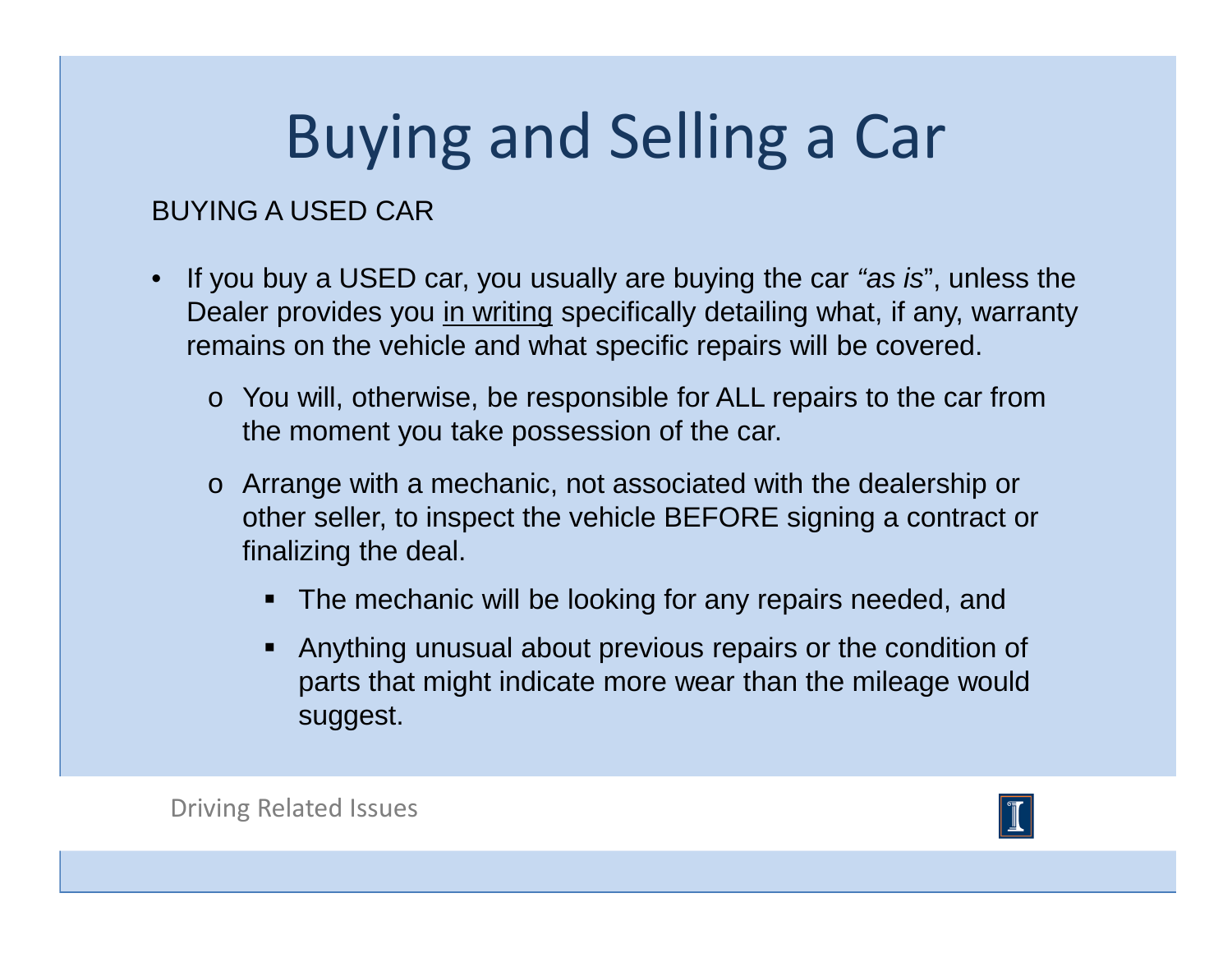# Buying and Selling a Car

BUYING A USED CAR

- If you buy a USED car, you usually are buying the car *"as is"*, unless the Dealer provides you <u>in writing</u> specifically detailing what, if any, warranty remains on the vehicle and what specific repairs will be covered.
  - You will, otherwise, be responsible for ALL repairs to the car from the moment you take possession of the car.
  - Arrange with a mechanic, not associated with the dealership or other seller, to inspect the vehicle BEFORE signing a contract or finalizing the deal.
    - The mechanic will be looking for any repairs needed, and
    - Anything unusual about previous repairs or the condition of parts that might indicate more wear than the mileage would suggest.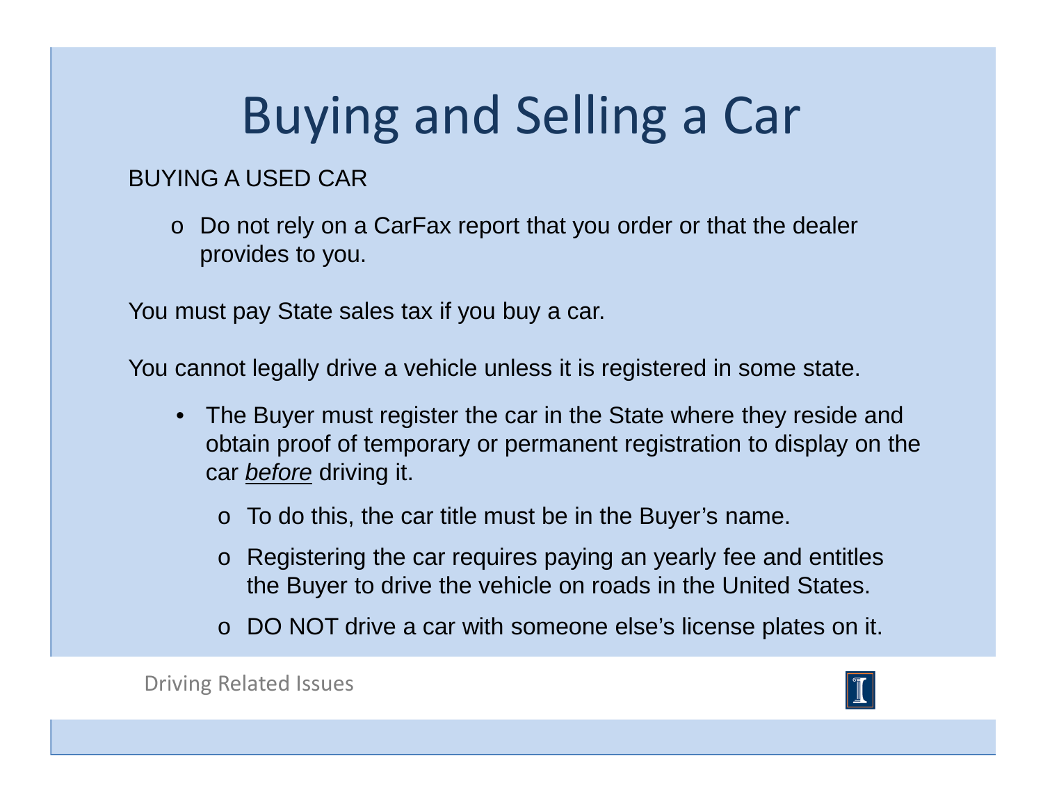# Buying and Selling a Car

BUYING A USED CAR

- Do not rely on a CarFax report that you order or that the dealer provides to you.

You must pay State sales tax if you buy a car.

You cannot legally drive a vehicle unless it is registered in some state.

- The Buyer must register the car in the State where they reside and obtain proof of temporary or permanent registration to display on the car *before* driving it.
  - To do this, the car title must be in the Buyer's name.
  - Registering the car requires paying an yearly fee and entitles the Buyer to drive the vehicle on roads in the United States.
  - DO NOT drive a car with someone else's license plates on it.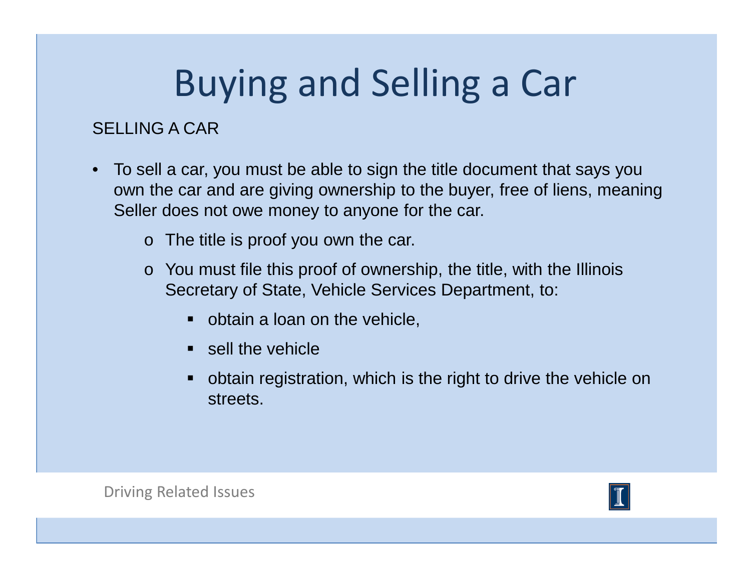# Buying and Selling a Car

SELLING A CAR

- To sell a car, you must be able to sign the title document that says you own the car and are giving ownership to the buyer, free of liens, meaning Seller does not owe money to anyone for the car.
  - The title is proof you own the car.
  - You must file this proof of ownership, the title, with the Illinois Secretary of State, Vehicle Services Department, to:
    - obtain a loan on the vehicle,
    - sell the vehicle
    - obtain registration, which is the right to drive the vehicle on streets.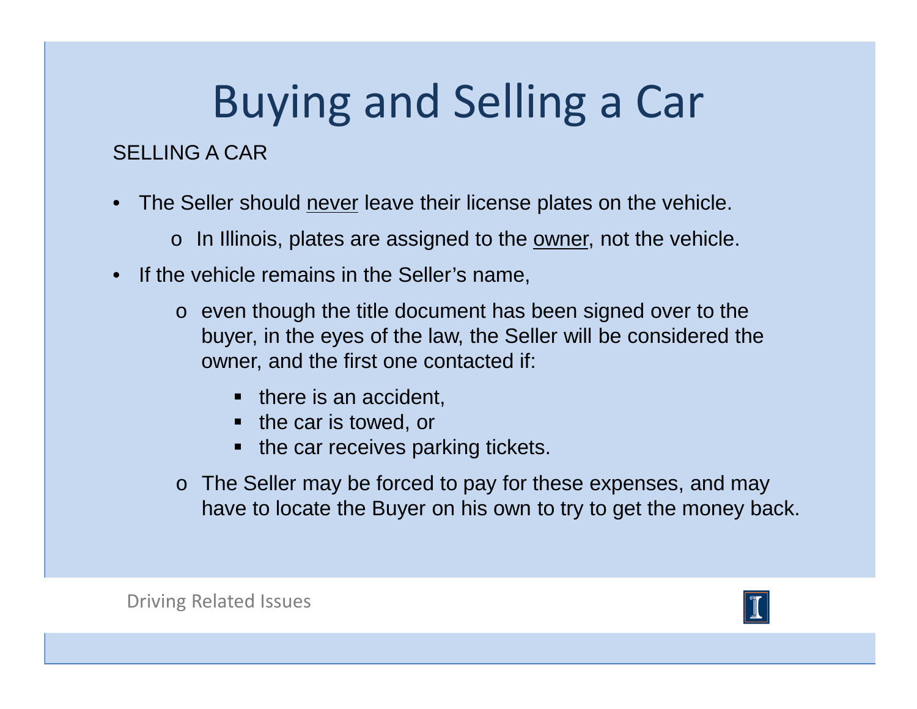# Buying and Selling a Car

SELLING A CAR

- The Seller should <u>never</u> leave their license plates on the vehicle.
  - In Illinois, plates are assigned to the <u>owner</u>, not the vehicle.
- If the vehicle remains in the Seller's name,
  - even though the title document has been signed over to the buyer, in the eyes of the law, the Seller will be considered the owner, and the first one contacted if:
    - there is an accident,
    - the car is towed, or
    - the car receives parking tickets.
  - The Seller may be forced to pay for these expenses, and may have to locate the Buyer on his own to try to get the money back.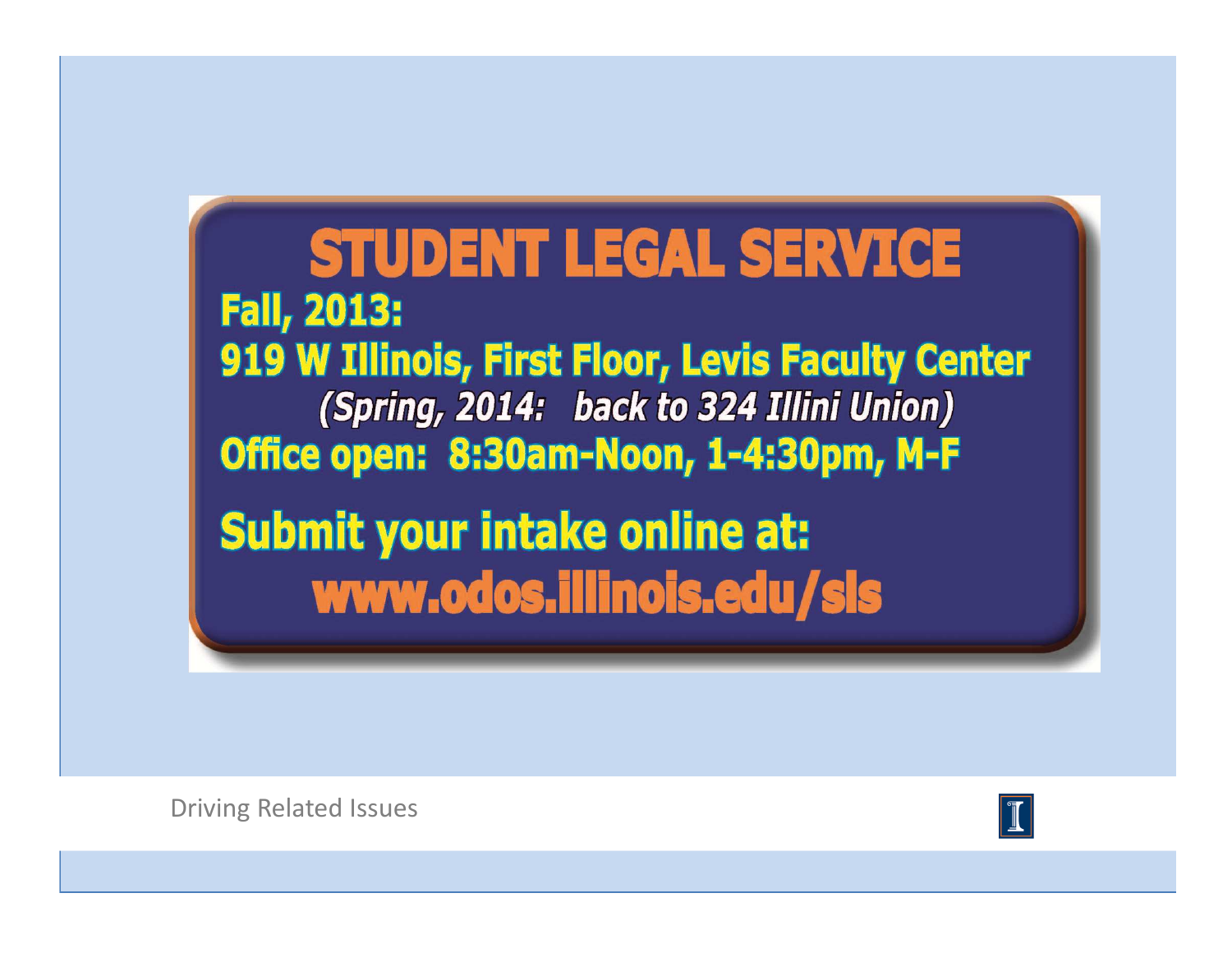# STUDENT LEGAL SERVICE

**Fall, 2013:**

**919 W Illinois, First Floor, Levis Faculty Center**

***(Spring, 2014: back to 324 Illini Union)***

**Office open: 8:30am-Noon, 1-4:30pm, M-F**

**Submit your intake online at:**

**www.odos.illinois.edu/sls**